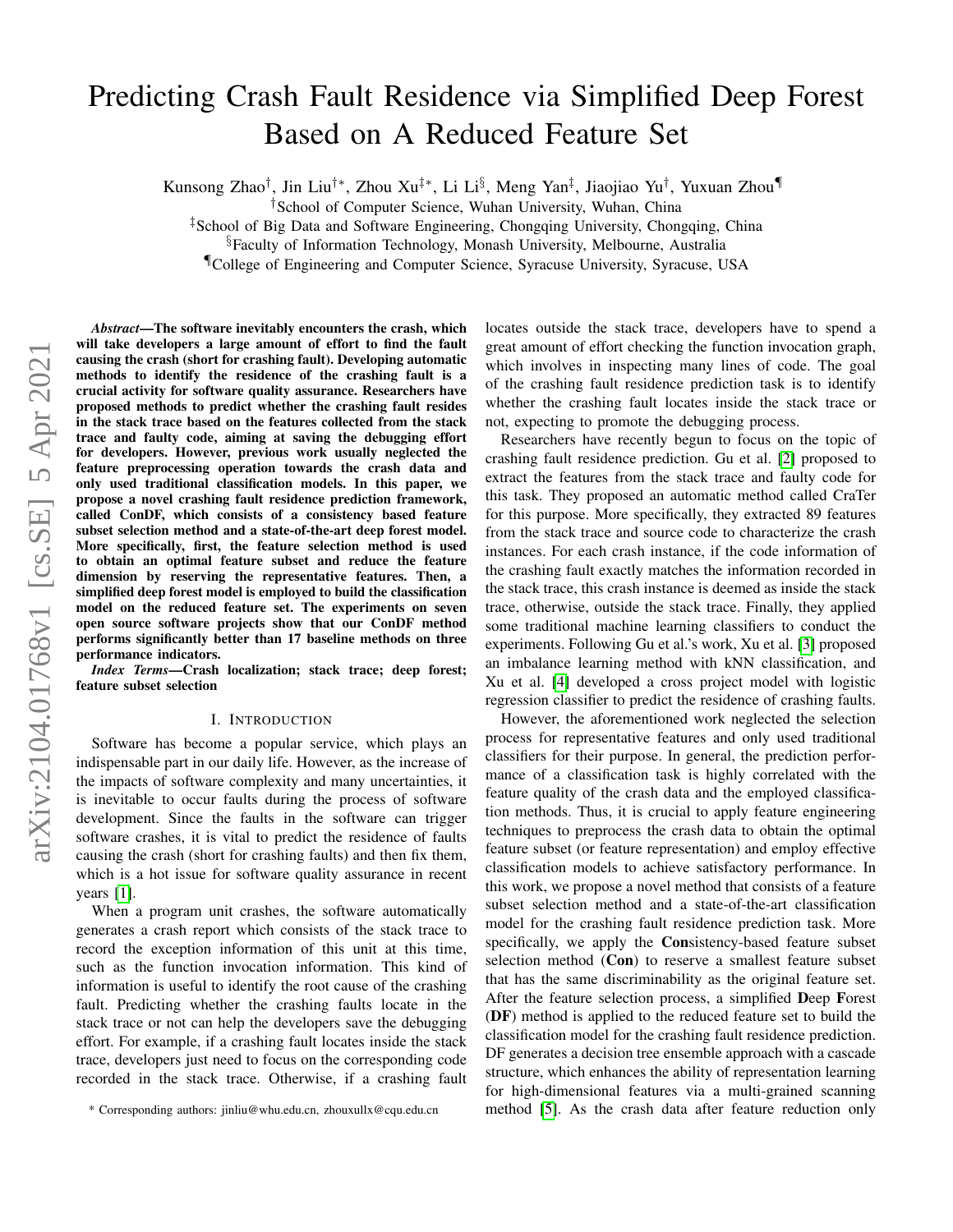# Predicting Crash Fault Residence via Simplified Deep Forest Based on A Reduced Feature Set

Kunsong Zhao[†], Jin Liu[†*], Zhou Xu[‡*], Li Li[§], Meng Yan[‡], Jiaojiao Yu[†], Yuxuan Zhou[¶]

[†]School of Computer Science, Wuhan University, Wuhan, China

[‡]School of Big Data and Software Engineering, Chongqing University, Chongqing, China

[§]Faculty of Information Technology, Monash University, Melbourne, Australia

[¶]College of Engineering and Computer Science, Syracuse University, Syracuse, USA

***Abstract*—The software inevitably encounters the crash, which will take developers a large amount of effort to find the fault causing the crash (short for crashing fault). Developing automatic methods to identify the residence of the crashing fault is a crucial activity for software quality assurance. Researchers have proposed methods to predict whether the crashing fault resides in the stack trace based on the features collected from the stack trace and faulty code, aiming at saving the debugging effort for developers. However, previous work usually neglected the feature preprocessing operation towards the crash data and only used traditional classification models. In this paper, we propose a novel crashing fault residence prediction framework, called ConDF, which consists of a consistency based feature subset selection method and a state-of-the-art deep forest model. More specifically, first, the feature selection method is used to obtain an optimal feature subset and reduce the feature dimension by reserving the representative features. Then, a simplified deep forest model is employed to build the classification model on the reduced feature set. The experiments on seven open source software projects show that our ConDF method performs significantly better than 17 baseline methods on three performance indicators.**

***Index Terms*—Crash localization; stack trace; deep forest; feature subset selection**

## I. Introduction

Software has become a popular service, which plays an indispensable part in our daily life. However, as the increase of the impacts of software complexity and many uncertainties, it is inevitable to occur faults during the process of software development. Since the faults in the software can trigger software crashes, it is vital to predict the residence of faults causing the crash (short for crashing faults) and then fix them, which is a hot issue for software quality assurance in recent years [1].

When a program unit crashes, the software automatically generates a crash report which consists of the stack trace to record the exception information of this unit at this time, such as the function invocation information. This kind of information is useful to identify the root cause of the crashing fault. Predicting whether the crashing faults locate in the stack trace or not can help the developers save the debugging effort. For example, if a crashing fault locates inside the stack trace, developers just need to focus on the corresponding code recorded in the stack trace. Otherwise, if a crashing fault locates outside the stack trace, developers have to spend a great amount of effort checking the function invocation graph, which involves in inspecting many lines of code. The goal of the crashing fault residence prediction task is to identify whether the crashing fault locates inside the stack trace or not, expecting to promote the debugging process.

Researchers have recently begun to focus on the topic of crashing fault residence prediction. Gu et al. [2] proposed to extract the features from the stack trace and faulty code for this task. They proposed an automatic method called CraTer for this purpose. More specifically, they extracted 89 features from the stack trace and source code to characterize the crash instances. For each crash instance, if the code information of the crashing fault exactly matches the information recorded in the stack trace, this crash instance is deemed as inside the stack trace, otherwise, outside the stack trace. Finally, they applied some traditional machine learning classifiers to conduct the experiments. Following Gu et al.'s work, Xu et al. [3] proposed an imbalance learning method with kNN classification, and Xu et al. [4] developed a cross project model with logistic regression classifier to predict the residence of crashing faults.

However, the aforementioned work neglected the selection process for representative features and only used traditional classifiers for their purpose. In general, the prediction performance of a classification task is highly correlated with the feature quality of the crash data and the employed classification methods. Thus, it is crucial to apply feature engineering techniques to preprocess the crash data to obtain the optimal feature subset (or feature representation) and employ effective classification models to achieve satisfactory performance. In this work, we propose a novel method that consists of a feature subset selection method and a state-of-the-art classification model for the crashing fault residence prediction task. More specifically, we apply the **Con**sistency-based feature subset selection method (**Con**) to reserve a smallest feature subset that has the same discriminability as the original feature set. After the feature selection process, a simplified **D**eep **F**orest (**DF**) method is applied to the reduced feature set to build the classification model for the crashing fault residence prediction. DF generates a decision tree ensemble approach with a cascade structure, which enhances the ability of representation learning for high-dimensional features via a multi-grained scanning method [5]. As the crash data after feature reduction only

\* Corresponding authors: jinliu@whu.edu.cn, zhouxullx@cqu.edu.cn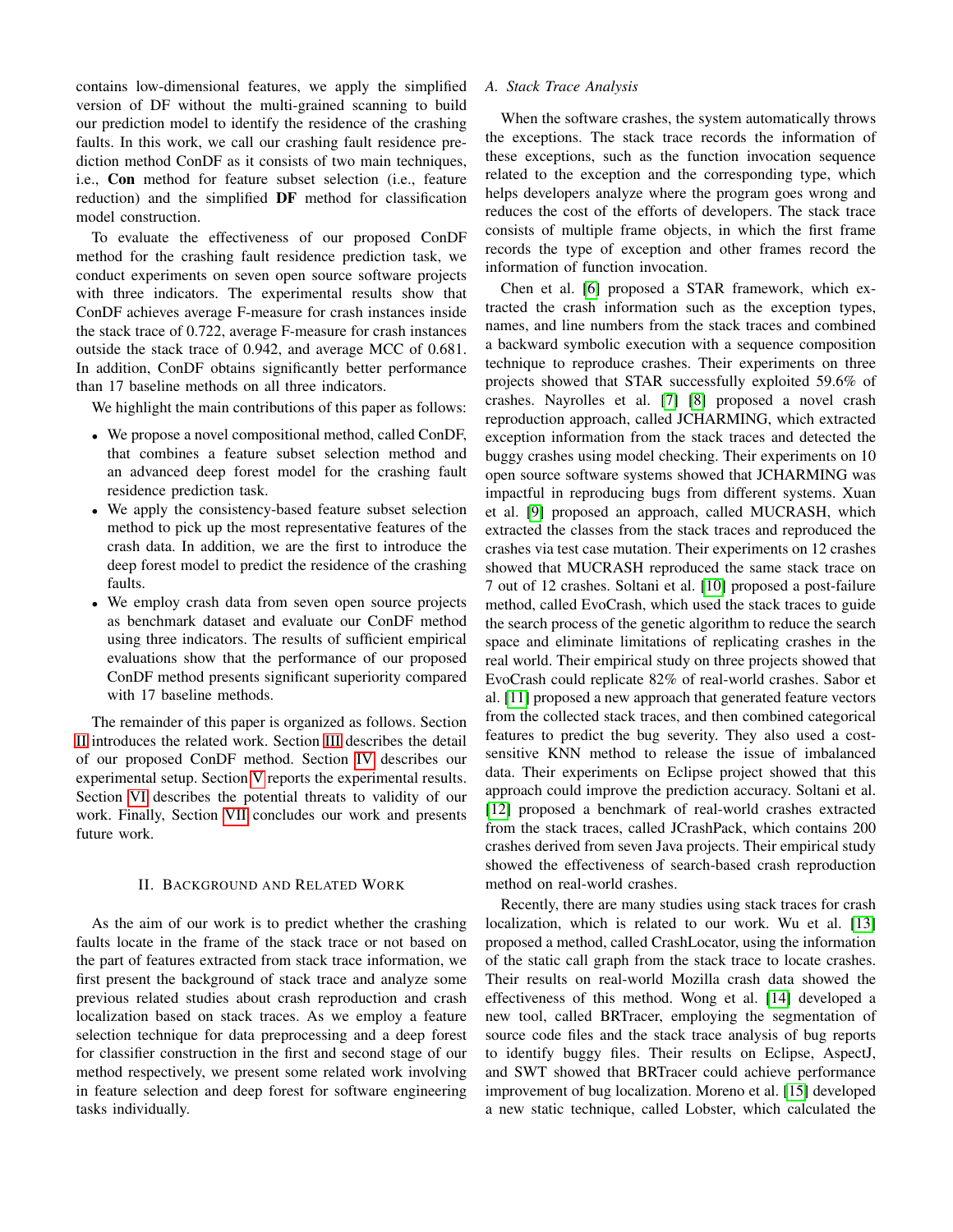contains low-dimensional features, we apply the simplified version of DF without the multi-grained scanning to build our prediction model to identify the residence of the crashing faults. In this work, we call our crashing fault residence prediction method ConDF as it consists of two main techniques, i.e., **Con** method for feature subset selection (i.e., feature reduction) and the simplified **DF** method for classification model construction.

To evaluate the effectiveness of our proposed ConDF method for the crashing fault residence prediction task, we conduct experiments on seven open source software projects with three indicators. The experimental results show that ConDF achieves average F-measure for crash instances inside the stack trace of 0.722, average F-measure for crash instances outside the stack trace of 0.942, and average MCC of 0.681. In addition, ConDF obtains significantly better performance than 17 baseline methods on all three indicators.

We highlight the main contributions of this paper as follows:

- We propose a novel compositional method, called ConDF, that combines a feature subset selection method and an advanced deep forest model for the crashing fault residence prediction task.
- We apply the consistency-based feature subset selection method to pick up the most representative features of the crash data. In addition, we are the first to introduce the deep forest model to predict the residence of the crashing faults.
- We employ crash data from seven open source projects as benchmark dataset and evaluate our ConDF method using three indicators. The results of sufficient empirical evaluations show that the performance of our proposed ConDF method presents significant superiority compared with 17 baseline methods.

The remainder of this paper is organized as follows. Section II introduces the related work. Section III describes the detail of our proposed ConDF method. Section IV describes our experimental setup. Section V reports the experimental results. Section VI describes the potential threats to validity of our work. Finally, Section VII concludes our work and presents future work.

## II. Background and Related Work

As the aim of our work is to predict whether the crashing faults locate in the frame of the stack trace or not based on the part of features extracted from stack trace information, we first present the background of stack trace and analyze some previous related studies about crash reproduction and crash localization based on stack traces. As we employ a feature selection technique for data preprocessing and a deep forest for classifier construction in the first and second stage of our method respectively, we present some related work involving in feature selection and deep forest for software engineering tasks individually.

### A. Stack Trace Analysis

When the software crashes, the system automatically throws the exceptions. The stack trace records the information of these exceptions, such as the function invocation sequence related to the exception and the corresponding type, which helps developers analyze where the program goes wrong and reduces the cost of the efforts of developers. The stack trace consists of multiple frame objects, in which the first frame records the type of exception and other frames record the information of function invocation.

Chen et al. [6] proposed a STAR framework, which extracted the crash information such as the exception types, names, and line numbers from the stack traces and combined a backward symbolic execution with a sequence composition technique to reproduce crashes. Their experiments on three projects showed that STAR successfully exploited 59.6% of crashes. Nayrolles et al. [7] [8] proposed a novel crash reproduction approach, called JCHARMING, which extracted exception information from the stack traces and detected the buggy crashes using model checking. Their experiments on 10 open source software systems showed that JCHARMING was impactful in reproducing bugs from different systems. Xuan et al. [9] proposed an approach, called MUCRASH, which extracted the classes from the stack traces and reproduced the crashes via test case mutation. Their experiments on 12 crashes showed that MUCRASH reproduced the same stack trace on 7 out of 12 crashes. Soltani et al. [10] proposed a post-failure method, called EvoCrash, which used the stack traces to guide the search process of the genetic algorithm to reduce the search space and eliminate limitations of replicating crashes in the real world. Their empirical study on three projects showed that EvoCrash could replicate 82% of real-world crashes. Sabor et al. [11] proposed a new approach that generated feature vectors from the collected stack traces, and then combined categorical features to predict the bug severity. They also used a cost-sensitive KNN method to release the issue of imbalanced data. Their experiments on Eclipse project showed that this approach could improve the prediction accuracy. Soltani et al. [12] proposed a benchmark of real-world crashes extracted from the stack traces, called JCrashPack, which contains 200 crashes derived from seven Java projects. Their empirical study showed the effectiveness of search-based crash reproduction method on real-world crashes.

Recently, there are many studies using stack traces for crash localization, which is related to our work. Wu et al. [13] proposed a method, called CrashLocator, using the information of the static call graph from the stack trace to locate crashes. Their results on real-world Mozilla crash data showed the effectiveness of this method. Wong et al. [14] developed a new tool, called BRTracer, employing the segmentation of source code files and the stack trace analysis of bug reports to identify buggy files. Their results on Eclipse, AspectJ, and SWT showed that BRTracer could achieve performance improvement of bug localization. Moreno et al. [15] developed a new static technique, called Lobster, which calculated the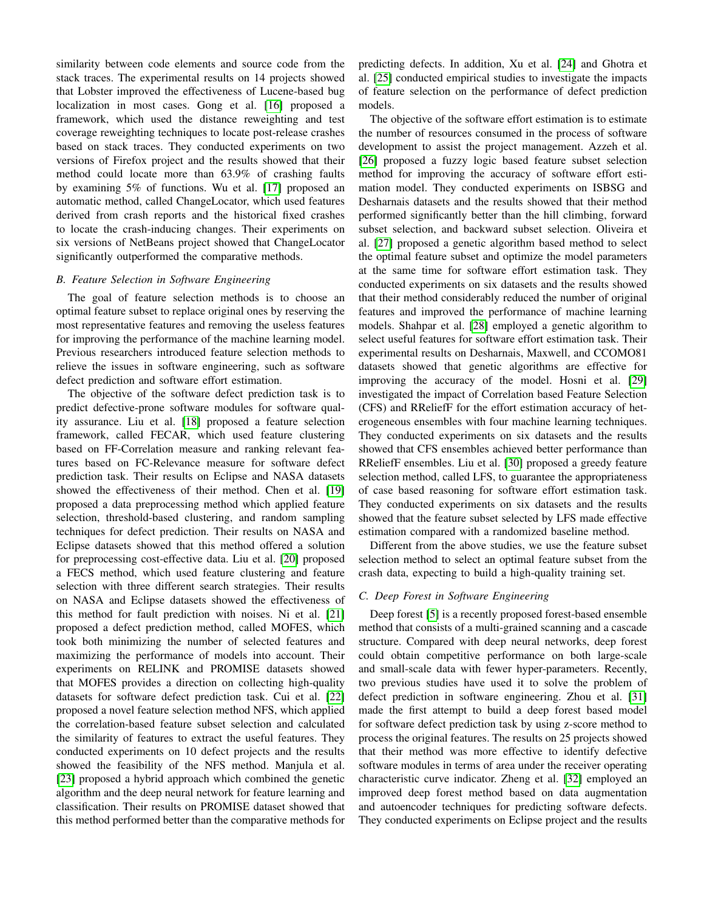similarity between code elements and source code from the stack traces. The experimental results on 14 projects showed that Lobster improved the effectiveness of Lucene-based bug localization in most cases. Gong et al. [16] proposed a framework, which used the distance reweighting and test coverage reweighting techniques to locate post-release crashes based on stack traces. They conducted experiments on two versions of Firefox project and the results showed that their method could locate more than 63.9% of crashing faults by examining 5% of functions. Wu et al. [17] proposed an automatic method, called ChangeLocator, which used features derived from crash reports and the historical fixed crashes to locate the crash-inducing changes. Their experiments on six versions of NetBeans project showed that ChangeLocator significantly outperformed the comparative methods.

### *B. Feature Selection in Software Engineering*

The goal of feature selection methods is to choose an optimal feature subset to replace original ones by reserving the most representative features and removing the useless features for improving the performance of the machine learning model. Previous researchers introduced feature selection methods to relieve the issues in software engineering, such as software defect prediction and software effort estimation.

The objective of the software defect prediction task is to predict defective-prone software modules for software quality assurance. Liu et al. [18] proposed a feature selection framework, called FECAR, which used feature clustering based on FF-Correlation measure and ranking relevant features based on FC-Relevance measure for software defect prediction task. Their results on Eclipse and NASA datasets showed the effectiveness of their method. Chen et al. [19] proposed a data preprocessing method which applied feature selection, threshold-based clustering, and random sampling techniques for defect prediction. Their results on NASA and Eclipse datasets showed that this method offered a solution for preprocessing cost-effective data. Liu et al. [20] proposed a FECS method, which used feature clustering and feature selection with three different search strategies. Their results on NASA and Eclipse datasets showed the effectiveness of this method for fault prediction with noises. Ni et al. [21] proposed a defect prediction method, called MOFES, which took both minimizing the number of selected features and maximizing the performance of models into account. Their experiments on RELINK and PROMISE datasets showed that MOFES provides a direction on collecting high-quality datasets for software defect prediction task. Cui et al. [22] proposed a novel feature selection method NFS, which applied the correlation-based feature subset selection and calculated the similarity of features to extract the useful features. They conducted experiments on 10 defect projects and the results showed the feasibility of the NFS method. Manjula et al. [23] proposed a hybrid approach which combined the genetic algorithm and the deep neural network for feature learning and classification. Their results on PROMISE dataset showed that this method performed better than the comparative methods for predicting defects. In addition, Xu et al. [24] and Ghotra et al. [25] conducted empirical studies to investigate the impacts of feature selection on the performance of defect prediction models.

The objective of the software effort estimation is to estimate the number of resources consumed in the process of software development to assist the project management. Azzeh et al. [26] proposed a fuzzy logic based feature subset selection method for improving the accuracy of software effort estimation model. They conducted experiments on ISBSG and Desharnais datasets and the results showed that their method performed significantly better than the hill climbing, forward subset selection, and backward subset selection. Oliveira et al. [27] proposed a genetic algorithm based method to select the optimal feature subset and optimize the model parameters at the same time for software effort estimation task. They conducted experiments on six datasets and the results showed that their method considerably reduced the number of original features and improved the performance of machine learning models. Shahpar et al. [28] employed a genetic algorithm to select useful features for software effort estimation task. Their experimental results on Desharnais, Maxwell, and CCOMO81 datasets showed that genetic algorithms are effective for improving the accuracy of the model. Hosni et al. [29] investigated the impact of Correlation based Feature Selection (CFS) and RReliefF for the effort estimation accuracy of heterogeneous ensembles with four machine learning techniques. They conducted experiments on six datasets and the results showed that CFS ensembles achieved better performance than RReliefF ensembles. Liu et al. [30] proposed a greedy feature selection method, called LFS, to guarantee the appropriateness of case based reasoning for software effort estimation task. They conducted experiments on six datasets and the results showed that the feature subset selected by LFS made effective estimation compared with a randomized baseline method.

Different from the above studies, we use the feature subset selection method to select an optimal feature subset from the crash data, expecting to build a high-quality training set.

### *C. Deep Forest in Software Engineering*

Deep forest [5] is a recently proposed forest-based ensemble method that consists of a multi-grained scanning and a cascade structure. Compared with deep neural networks, deep forest could obtain competitive performance on both large-scale and small-scale data with fewer hyper-parameters. Recently, two previous studies have used it to solve the problem of defect prediction in software engineering. Zhou et al. [31] made the first attempt to build a deep forest based model for software defect prediction task by using z-score method to process the original features. The results on 25 projects showed that their method was more effective to identify defective software modules in terms of area under the receiver operating characteristic curve indicator. Zheng et al. [32] employed an improved deep forest method based on data augmentation and autoencoder techniques for predicting software defects. They conducted experiments on Eclipse project and the results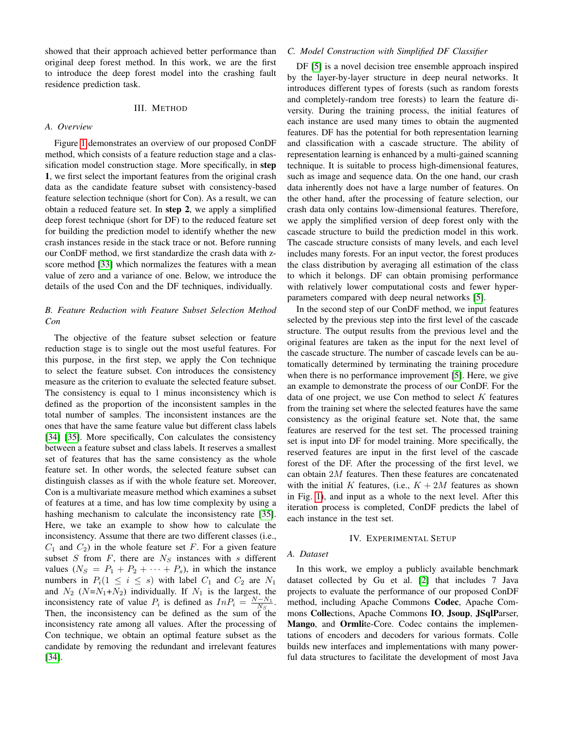showed that their approach achieved better performance than original deep forest method. In this work, we are the first to introduce the deep forest model into the crashing fault residence prediction task.

## III. Method

### A. Overview

Figure 1 demonstrates an overview of our proposed ConDF method, which consists of a feature reduction stage and a classification model construction stage. More specifically, in **step 1**, we first select the important features from the original crash data as the candidate feature subset with consistency-based feature selection technique (short for Con). As a result, we can obtain a reduced feature set. In **step 2**, we apply a simplified deep forest technique (short for DF) to the reduced feature set for building the prediction model to identify whether the new crash instances reside in the stack trace or not. Before running our ConDF method, we first standardize the crash data with z-score method [33] which normalizes the features with a mean value of zero and a variance of one. Below, we introduce the details of the used Con and the DF techniques, individually.

### B. Feature Reduction with Feature Subset Selection Method Con

The objective of the feature subset selection or feature reduction stage is to single out the most useful features. For this purpose, in the first step, we apply the Con technique to select the feature subset. Con introduces the consistency measure as the criterion to evaluate the selected feature subset. The consistency is equal to 1 minus inconsistency which is defined as the proportion of the inconsistent samples in the total number of samples. The inconsistent instances are the ones that have the same feature value but different class labels [34] [35]. More specifically, Con calculates the consistency between a feature subset and class labels. It reserves a smallest set of features that has the same consistency as the whole feature set. In other words, the selected feature subset can distinguish classes as if with the whole feature set. Moreover, Con is a multivariate measure method which examines a subset of features at a time, and has low time complexity by using a hashing mechanism to calculate the inconsistency rate [35]. Here, we take an example to show how to calculate the inconsistency. Assume that there are two different classes (i.e., $C_1$ and $C_2$) in the whole feature set $F$. For a given feature subset $S$ from $F$, there are $N_S$ instances with $s$ different values ($N_S = P_1 + P_2 + \cdots + P_s$), in which the instance numbers in $P_i (1 \leq i \leq s)$ with label $C_1$ and $C_2$ are $N_1$ and $N_2$ ($N$=$N_1$+$N_2$) individually. If $N_1$ is the largest, the inconsistency rate of value $P_i$ is defined as $InP_i = \frac{N-N_1}{N_S}$. Then, the inconsistency can be defined as the sum of the inconsistency rate among all values. After the processing of Con technique, we obtain an optimal feature subset as the candidate by removing the redundant and irrelevant features [34].

### C. Model Construction with Simplified DF Classifier

DF [5] is a novel decision tree ensemble approach inspired by the layer-by-layer structure in deep neural networks. It introduces different types of forests (such as random forests and completely-random tree forests) to learn the feature diversity. During the training process, the initial features of each instance are used many times to obtain the augmented features. DF has the potential for both representation learning and classification with a cascade structure. The ability of representation learning is enhanced by a multi-gained scanning technique. It is suitable to process high-dimensional features, such as image and sequence data. On the one hand, our crash data inherently does not have a large number of features. On the other hand, after the processing of feature selection, our crash data only contains low-dimensional features. Therefore, we apply the simplified version of deep forest only with the cascade structure to build the prediction model in this work. The cascade structure consists of many levels, and each level includes many forests. For an input vector, the forest produces the class distribution by averaging all estimation of the class to which it belongs. DF can obtain promising performance with relatively lower computational costs and fewer hyper-parameters compared with deep neural networks [5].

In the second step of our ConDF method, we input features selected by the previous step into the first level of the cascade structure. The output results from the previous level and the original features are taken as the input for the next level of the cascade structure. The number of cascade levels can be automatically determined by terminating the training procedure when there is no performance improvement [5]. Here, we give an example to demonstrate the process of our ConDF. For the data of one project, we use Con method to select $K$ features from the training set where the selected features have the same consistency as the original feature set. Note that, the same features are reserved for the test set. The processed training set is input into DF for model training. More specifically, the reserved features are input in the first level of the cascade forest of the DF. After the processing of the first level, we can obtain $2M$ features. Then these features are concatenated with the initial $K$ features, (i.e., $K + 2M$ features as shown in Fig. 1), and input as a whole to the next level. After this iteration process is completed, ConDF predicts the label of each instance in the test set.

## IV. Experimental Setup

### A. Dataset

In this work, we employ a publicly available benchmark dataset collected by Gu et al. [2] that includes 7 Java projects to evaluate the performance of our proposed ConDF method, including Apache Commons **Codec**, Apache Commons **Colle**ctions, Apache Commons **IO**, **Jsoup**, **JSqlP**arser, **Mango**, and **Ormli**te-Core. Codec contains the implementations of encoders and decoders for various formats. Colle builds new interfaces and implementations with many powerful data structures to facilitate the development of most Java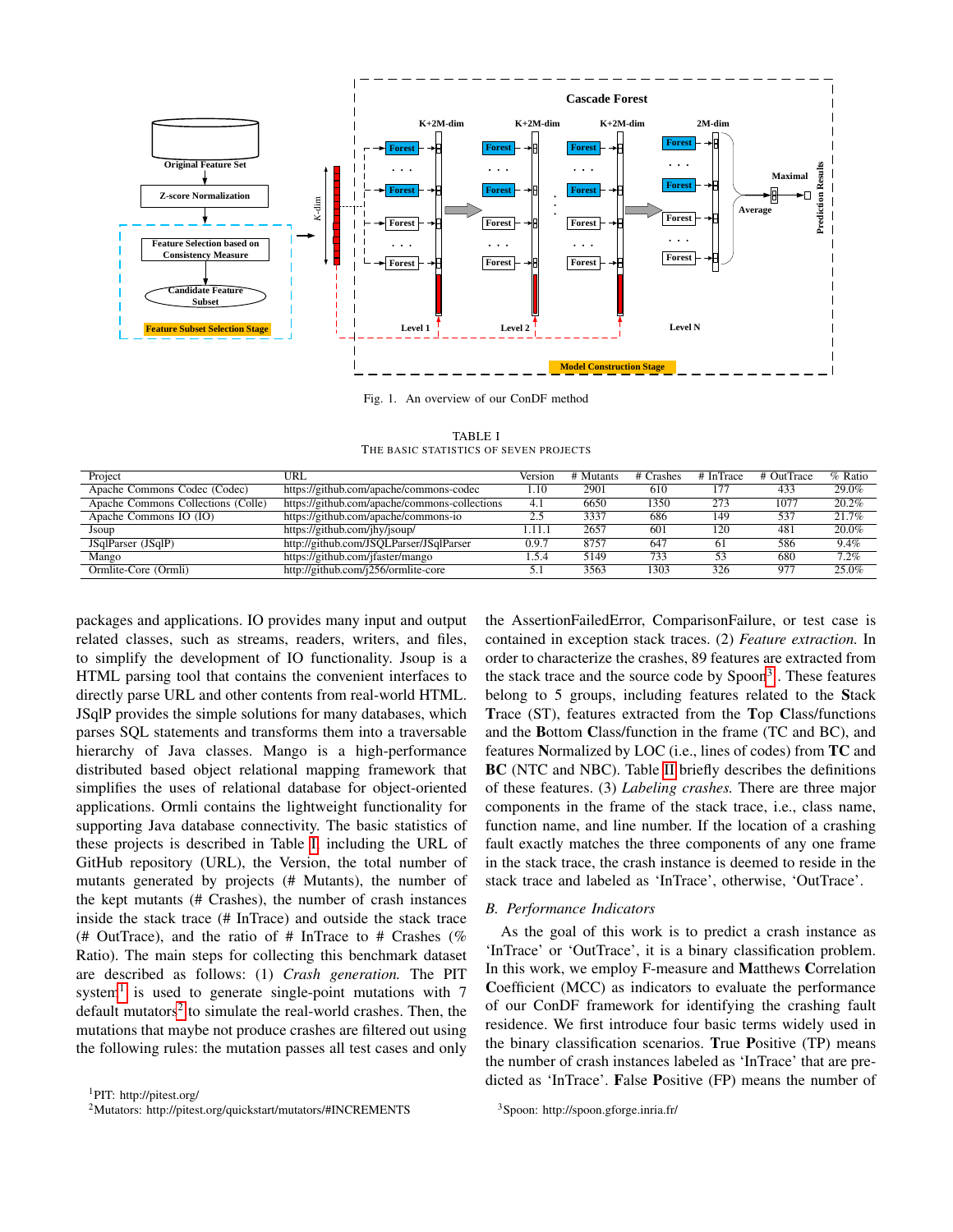Fig. 1. An overview of our ConDF method

TABLE I
THE BASIC STATISTICS OF SEVEN PROJECTS

| Project | URL | Version | # Mutants | # Crashes | # InTrace | # OutTrace | % Ratio |
|---|---|---|---|---|---|---|---|
| Apache Commons Codec (Codec) | https://github.com/apache/commons-codec | 1.10 | 2901 | 610 | 177 | 433 | 29.0% |
| Apache Commons Collections (Colle) | https://github.com/apache/commons-collections | 4.1 | 6650 | 1350 | 273 | 1077 | 20.2% |
| Apache Commons IO (IO) | https://github.com/apache/commons-io | 2.5 | 3337 | 686 | 149 | 537 | 21.7% |
| Jsoup | https://github.com/jhy/jsoup/ | 1.11.1 | 2657 | 601 | 120 | 481 | 20.0% |
| JSqlParser (JSqlP) | http://github.com/JSQLParser/JSqlParser | 0.9.7 | 8757 | 647 | 61 | 586 | 9.4% |
| Mango | https://github.com/jfaster/mango | 1.5.4 | 5149 | 733 | 53 | 680 | 7.2% |
| Ormlite-Core (Ormli) | http://github.com/j256/ormlite-core | 5.1 | 3563 | 1303 | 326 | 977 | 25.0% |

packages and applications. IO provides many input and output related classes, such as streams, readers, writers, and files, to simplify the development of IO functionality. Jsoup is a HTML parsing tool that contains the convenient interfaces to directly parse URL and other contents from real-world HTML. JSqlP provides the simple solutions for many databases, which parses SQL statements and transforms them into a traversable hierarchy of Java classes. Mango is a high-performance distributed based object relational mapping framework that simplifies the uses of relational database for object-oriented applications. Ormli contains the lightweight functionality for supporting Java database connectivity. The basic statistics of these projects is described in Table I including the URL of GitHub repository (URL), the Version, the total number of mutants generated by projects (# Mutants), the number of the kept mutants (# Crashes), the number of crash instances inside the stack trace (# InTrace) and outside the stack trace (# OutTrace), and the ratio of # InTrace to # Crashes (% Ratio). The main steps for collecting this benchmark dataset are described as follows: (1) *Crash generation.* The PIT system[1] is used to generate single-point mutations with 7 default mutators[2] to simulate the real-world crashes. Then, the mutations that maybe not produce crashes are filtered out using the following rules: the mutation passes all test cases and only the AssertionFailedError, ComparisonFailure, or test case is contained in exception stack traces. (2) *Feature extraction.* In order to characterize the crashes, 89 features are extracted from the stack trace and the source code by Spoon[3]. These features belong to 5 groups, including features related to the **S**tack **T**race (ST), features extracted from the **T**op **C**lass/functions and the **B**ottom **C**lass/function in the frame (TC and BC), and features **N**ormalized by LOC (i.e., lines of codes) from **TC** and **BC** (NTC and NBC). Table II briefly describes the definitions of these features. (3) *Labeling crashes.* There are three major components in the frame of the stack trace, i.e., class name, function name, and line number. If the location of a crashing fault exactly matches the three components of any one frame in the stack trace, the crash instance is deemed to reside in the stack trace and labeled as 'InTrace', otherwise, 'OutTrace'.

## B. Performance Indicators

As the goal of this work is to predict a crash instance as 'InTrace' or 'OutTrace', it is a binary classification problem. In this work, we employ F-measure and **M**atthews **C**orrelation **C**oefficient (MCC) as indicators to evaluate the performance of our ConDF framework for identifying the crashing fault residence. We first introduce four basic terms widely used in the binary classification scenarios. **T**rue **P**ositive (TP) means the number of crash instances labeled as 'InTrace' that are predicted as 'InTrace'. **F**alse **P**ositive (FP) means the number of

[1]PIT: http://pitest.org/

[2]Mutators: http://pitest.org/quickstart/mutators/#INCREMENTS

[3]Spoon: http://spoon.gforge.inria.fr/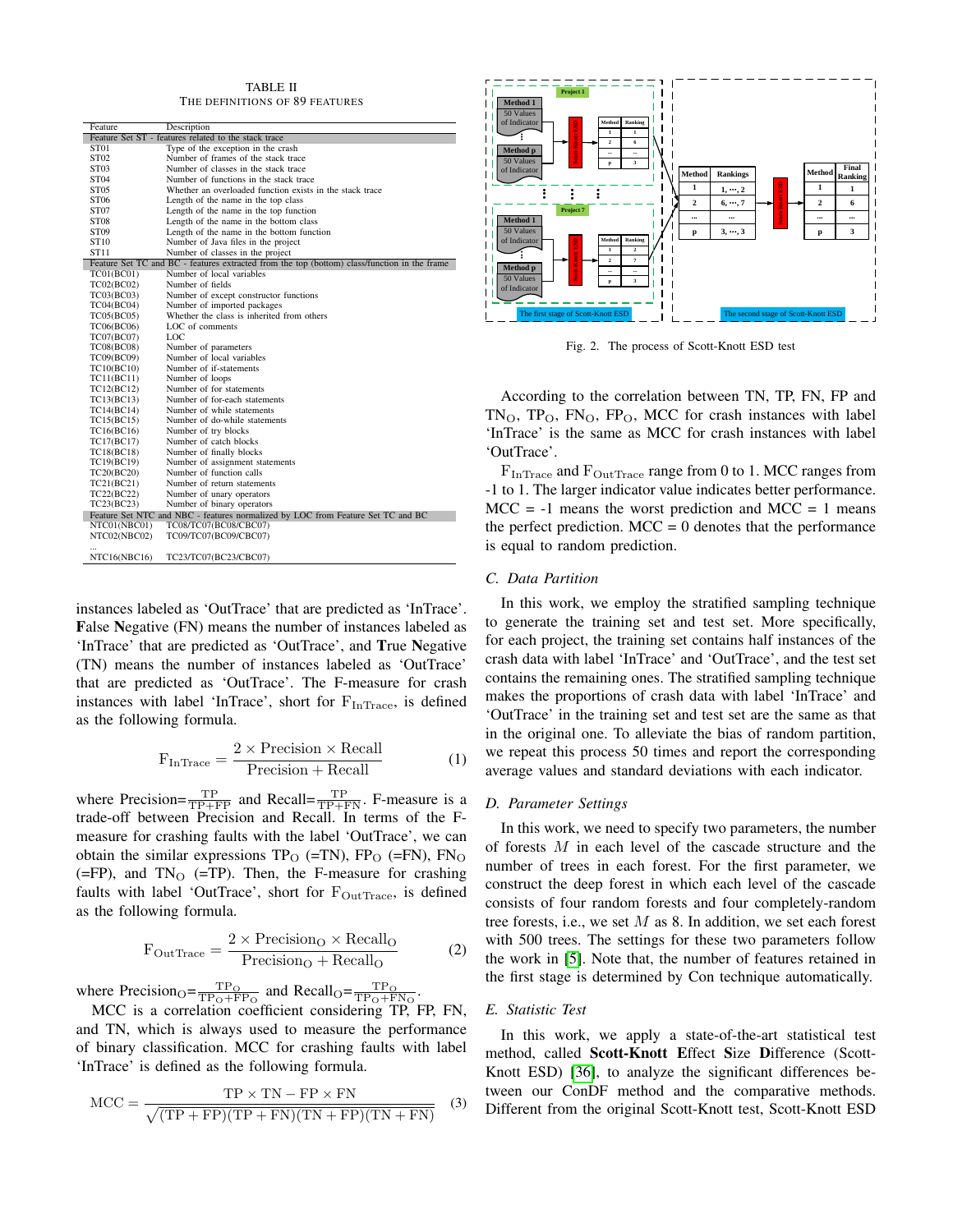TABLE II
THE DEFINITIONS OF 89 FEATURES

| Feature | Description |
|---|---|
| Feature Set ST - features related to the stack trace | |
| ST01 | Type of the exception in the crash |
| ST02 | Number of frames of the stack trace |
| ST03 | Number of classes in the stack trace |
| ST04 | Number of functions in the stack trace |
| ST05 | Whether an overloaded function exists in the stack trace |
| ST06 | Length of the name in the top class |
| ST07 | Length of the name in the top function |
| ST08 | Length of the name in the bottom class |
| ST09 | Length of the name in the bottom function |
| ST10 | Number of Java files in the project |
| ST11 | Number of classes in the project |
| Feature Set TC and BC - features extracted from the top (bottom) class/function in the frame | |
| TC01(BC01) | Number of local variables |
| TC02(BC02) | Number of fields |
| TC03(BC03) | Number of except constructor functions |
| TC04(BC04) | Number of imported packages |
| TC05(BC05) | Whether the class is inherited from others |
| TC06(BC06) | LOC of comments |
| TC07(BC07) | LOC |
| TC08(BC08) | Number of parameters |
| TC09(BC09) | Number of local variables |
| TC10(BC10) | Number of if-statements |
| TC11(BC11) | Number of loops |
| TC12(BC12) | Number of for statements |
| TC13(BC13) | Number of for-each statements |
| TC14(BC14) | Number of while statements |
| TC15(BC15) | Number of do-while statements |
| TC16(BC16) | Number of try blocks |
| TC17(BC17) | Number of catch blocks |
| TC18(BC18) | Number of finally blocks |
| TC19(BC19) | Number of assignment statements |
| TC20(BC20) | Number of function calls |
| TC21(BC21) | Number of return statements |
| TC22(BC22) | Number of unary operators |
| TC23(BC23) | Number of binary operators |
| Feature Set NTC and NBC - features normalized by LOC from Feature Set TC and BC | |
| NTC01(NBC01) | TC08/TC07(BC08/CBC07) |
| NTC02(NBC02) | TC09/TC07(BC09/CBC07) |
| ... | |
| NTC16(NBC16) | TC23/TC07(BC23/CBC07) |

instances labeled as 'OutTrace' that are predicted as 'InTrace'. **F**alse **N**egative (FN) means the number of instances labeled as 'InTrace' that are predicted as 'OutTrace', and **T**rue **N**egative (TN) means the number of instances labeled as 'OutTrace' that are predicted as 'OutTrace'. The F-measure for crash instances with label 'InTrace', short for $F_{InTrace}$, is defined as the following formula.

$$F_{InTrace} = \frac{2 \times \text{Precision} \times \text{Recall}}{\text{Precision} + \text{Recall}} \tag{1}$$

where Precision=$\frac{TP}{TP+FP}$ and Recall=$\frac{TP}{TP+FN}$. F-measure is a trade-off between Precision and Recall. In terms of the F-measure for crashing faults with the label 'OutTrace', we can obtain the similar expressions $TP_O$ (=TN), $FP_O$ (=FN), $FN_O$ (=FP), and $TN_O$ (=TP). Then, the F-measure for crashing faults with label 'OutTrace', short for $F_{OutTrace}$, is defined as the following formula.

$$F_{OutTrace} = \frac{2 \times \text{Precision}_O \times \text{Recall}_O}{\text{Precision}_O + \text{Recall}_O} \tag{2}$$

where Precision$_O$=$\frac{TP_O}{TP_O+FP_O}$ and Recall$_O$=$\frac{TP_O}{TP_O+FN_O}$.

MCC is a correlation coefficient considering TP, FP, FN, and TN, which is always used to measure the performance of binary classification. MCC for crashing faults with label 'InTrace' is defined as the following formula.

$$\text{MCC} = \frac{TP \times TN - FP \times FN}{\sqrt{(TP+FP)(TP+FN)(TN+FP)(TN+FN)}} \tag{3}$$

Fig. 2. The process of Scott-Knott ESD test

According to the correlation between TN, TP, FN, FP and $TN_O$, $TP_O$, $FN_O$, $FP_O$, MCC for crash instances with label 'InTrace' is the same as MCC for crash instances with label 'OutTrace'.

$F_{InTrace}$ and $F_{OutTrace}$ range from 0 to 1. MCC ranges from -1 to 1. The larger indicator value indicates better performance. MCC = -1 means the worst prediction and MCC = 1 means the perfect prediction. MCC = 0 denotes that the performance is equal to random prediction.

### C. Data Partition

In this work, we employ the stratified sampling technique to generate the training set and test set. More specifically, for each project, the training set contains half instances of the crash data with label 'InTrace' and 'OutTrace', and the test set contains the remaining ones. The stratified sampling technique makes the proportions of crash data with label 'InTrace' and 'OutTrace' in the training set and test set are the same as that in the original one. To alleviate the bias of random partition, we repeat this process 50 times and report the corresponding average values and standard deviations with each indicator.

### D. Parameter Settings

In this work, we need to specify two parameters, the number of forests $M$ in each level of the cascade structure and the number of trees in each forest. For the first parameter, we construct the deep forest in which each level of the cascade consists of four random forests and four completely-random tree forests, i.e., we set $M$ as 8. In addition, we set each forest with 500 trees. The settings for these two parameters follow the work in [5]. Note that, the number of features retained in the first stage is determined by Con technique automatically.

### E. Statistic Test

In this work, we apply a state-of-the-art statistical test method, called **Scott-Knott E**ffect **S**ize **D**ifference (Scott-Knott ESD) [36], to analyze the significant differences between our ConDF method and the comparative methods. Different from the original Scott-Knott test, Scott-Knott ESD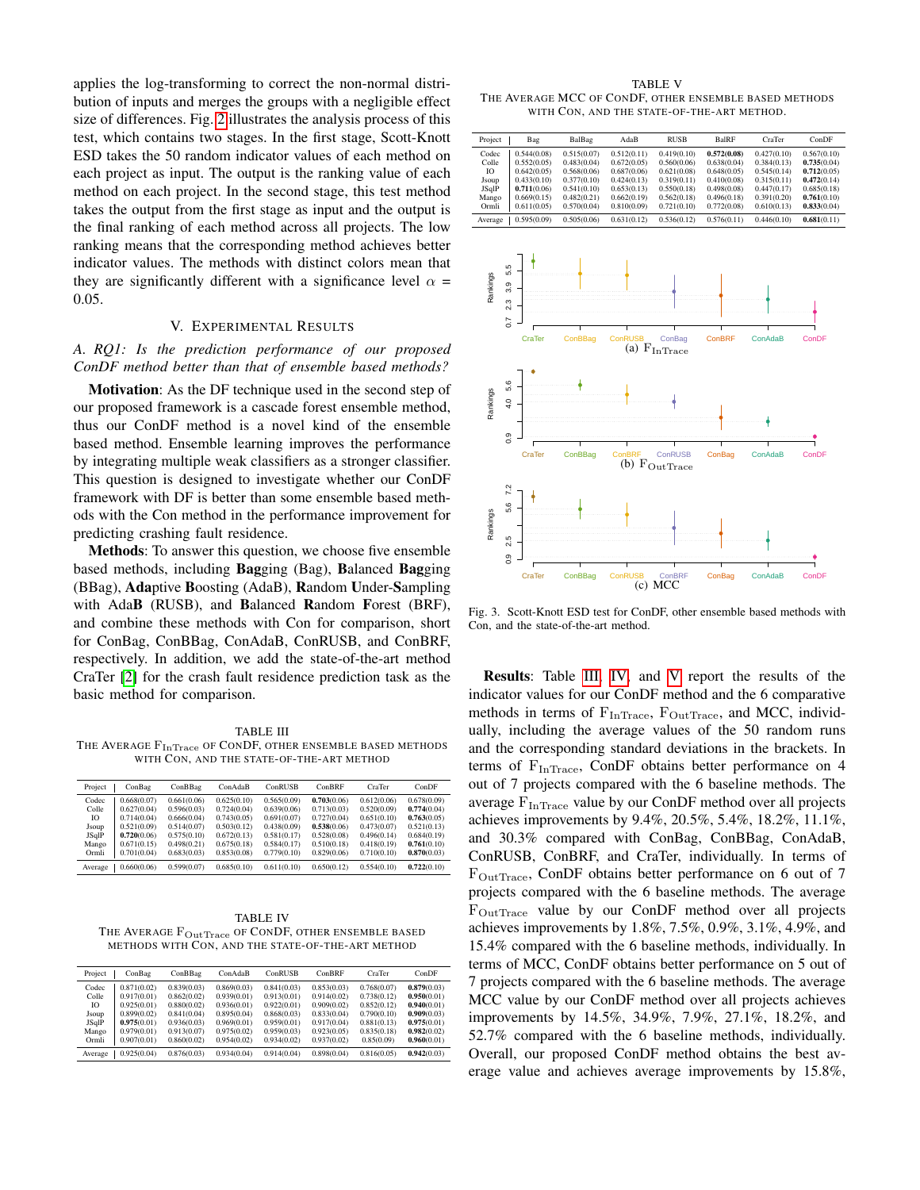applies the log-transforming to correct the non-normal distribution of inputs and merges the groups with a negligible effect size of differences. Fig. 2 illustrates the analysis process of this test, which contains two stages. In the first stage, Scott-Knott ESD takes the 50 random indicator values of each method on each project as input. The output is the ranking value of each method on each project. In the second stage, this test method takes the output from the first stage as input and the output is the final ranking of each method across all projects. The low ranking means that the corresponding method achieves better indicator values. The methods with distinct colors mean that they are significantly different with a significance level $\alpha$ = 0.05.

## V. Experimental Results

### A. RQ1: Is the prediction performance of our proposed ConDF method better than that of ensemble based methods?

**Motivation**: As the DF technique used in the second step of our proposed framework is a cascade forest ensemble method, thus our ConDF method is a novel kind of the ensemble based method. Ensemble learning improves the performance by integrating multiple weak classifiers as a stronger classifier. This question is designed to investigate whether our ConDF framework with DF is better than some ensemble based methods with the Con method in the performance improvement for predicting crashing fault residence.

**Methods**: To answer this question, we choose five ensemble based methods, including **Bag**ging (Bag), **B**alanced **Bag**ging (BBag), **Ada**ptive **B**oosting (AdaB), **R**andom **U**nder-**S**ampling with Ada**B** (RUSB), and **B**alanced **R**andom **F**orest (BRF), and combine these methods with Con for comparison, short for ConBag, ConBBag, ConAdaB, ConRUSB, and ConBRF, respectively. In addition, we add the state-of-the-art method CraTer [2] for the crash fault residence prediction task as the basic method for comparison.

TABLE III
THE AVERAGE $F_{\text{InTrace}}$ OF CONDF, OTHER ENSEMBLE BASED METHODS WITH CON, AND THE STATE-OF-THE-ART METHOD

| Project | ConBag | ConBBag | ConAdaB | ConRUSB | ConBRF | CraTer | ConDF |
|---|---|---|---|---|---|---|---|
| Codec | 0.668(0.07) | 0.661(0.06) | 0.625(0.10) | 0.565(0.09) | **0.703**(0.06) | 0.612(0.06) | 0.678(0.09) |
| Colle | 0.627(0.04) | 0.596(0.03) | 0.724(0.04) | 0.639(0.06) | 0.713(0.03) | 0.520(0.09) | **0.774**(0.04) |
| IO | 0.714(0.04) | 0.666(0.04) | 0.743(0.05) | 0.691(0.07) | 0.727(0.04) | 0.651(0.10) | **0.763**(0.05) |
| Jsoup | 0.521(0.09) | 0.514(0.07) | 0.503(0.12) | 0.438(0.09) | **0.538**(0.06) | 0.473(0.07) | 0.521(0.13) |
| JSqlP | **0.720**(0.06) | 0.575(0.10) | 0.672(0.13) | 0.581(0.17) | 0.528(0.08) | 0.496(0.14) | 0.684(0.19) |
| Mango | 0.671(0.15) | 0.498(0.21) | 0.675(0.18) | 0.584(0.17) | 0.510(0.18) | 0.418(0.19) | **0.761**(0.10) |
| Ormli | 0.701(0.04) | 0.683(0.03) | 0.853(0.08) | 0.779(0.10) | 0.829(0.06) | 0.710(0.10) | **0.870**(0.03) |
| Average | 0.660(0.06) | 0.599(0.07) | 0.685(0.10) | 0.611(0.10) | 0.650(0.12) | 0.554(0.10) | **0.722**(0.10) |

TABLE IV
THE AVERAGE $F_{\text{OutTrace}}$ OF CONDF, OTHER ENSEMBLE BASED METHODS WITH CON, AND THE STATE-OF-THE-ART METHOD

| Project | ConBag | ConBBag | ConAdaB | ConRUSB | ConBRF | CraTer | ConDF |
|---|---|---|---|---|---|---|---|
| Codec | 0.871(0.02) | 0.839(0.03) | 0.869(0.03) | 0.841(0.03) | 0.853(0.03) | 0.768(0.07) | **0.879**(0.03) |
| Colle | 0.917(0.01) | 0.862(0.02) | 0.939(0.01) | 0.913(0.01) | 0.914(0.02) | 0.738(0.12) | **0.950**(0.01) |
| IO | 0.925(0.01) | 0.880(0.02) | 0.936(0.01) | 0.922(0.01) | 0.909(0.02) | 0.852(0.12) | **0.940**(0.01) |
| Jsoup | 0.899(0.02) | 0.841(0.04) | 0.895(0.04) | 0.868(0.03) | 0.833(0.04) | 0.790(0.10) | **0.909**(0.03) |
| JSqlP | **0.975**(0.01) | 0.936(0.03) | 0.969(0.01) | 0.959(0.01) | 0.917(0.04) | 0.881(0.13) | **0.975**(0.01) |
| Mango | 0.979(0.01) | 0.913(0.07) | 0.975(0.02) | 0.959(0.03) | 0.923(0.05) | 0.835(0.18) | **0.982**(0.02) |
| Ormli | 0.907(0.01) | 0.860(0.02) | 0.954(0.02) | 0.934(0.02) | 0.937(0.02) | 0.85(0.09) | **0.960**(0.01) |
| Average | 0.925(0.04) | 0.876(0.03) | 0.934(0.04) | 0.914(0.04) | 0.898(0.04) | 0.816(0.05) | **0.942**(0.03) |

TABLE V
THE AVERAGE MCC OF CONDF, OTHER ENSEMBLE BASED METHODS WITH CON, AND THE STATE-OF-THE-ART METHOD.

| Project | Bag | BalBag | AdaB | RUSB | BalRF | CraTer | ConDF |
|---|---|---|---|---|---|---|---|
| Codec | 0.544(0.08) | 0.515(0.07) | 0.512(0.11) | 0.419(0.10) | **0.572(0.08)** | 0.427(0.10) | 0.567(0.10) |
| Colle | 0.552(0.05) | 0.483(0.04) | 0.672(0.05) | 0.560(0.06) | 0.638(0.04) | 0.384(0.13) | **0.735**(0.04) |
| IO | 0.642(0.05) | 0.568(0.06) | 0.687(0.06) | 0.621(0.08) | 0.648(0.05) | 0.545(0.14) | **0.712**(0.05) |
| Jsoup | 0.433(0.10) | 0.377(0.10) | 0.424(0.13) | 0.319(0.11) | 0.410(0.08) | 0.315(0.11) | **0.472**(0.14) |
| JSqlP | **0.711**(0.06) | 0.541(0.10) | 0.653(0.13) | 0.550(0.18) | 0.498(0.08) | 0.447(0.17) | 0.685(0.18) |
| Mango | 0.669(0.15) | 0.482(0.21) | 0.662(0.19) | 0.562(0.18) | 0.496(0.18) | 0.391(0.20) | **0.761**(0.10) |
| Ormli | 0.611(0.05) | 0.570(0.04) | 0.810(0.09) | 0.721(0.10) | 0.772(0.08) | 0.610(0.13) | **0.833**(0.04) |
| Average | 0.595(0.09) | 0.505(0.06) | 0.631(0.12) | 0.536(0.12) | 0.576(0.11) | 0.446(0.10) | **0.681**(0.11) |

Fig. 3. Scott-Knott ESD test for ConDF, other ensemble based methods with Con, and the state-of-the-art method. (a) $F_{\text{InTrace}}$ (b) $F_{\text{OutTrace}}$ (c) MCC

**Results**: Table III, IV, and V report the results of the indicator values for our ConDF method and the 6 comparative methods in terms of $F_{\text{InTrace}}$, $F_{\text{OutTrace}}$, and MCC, individually, including the average values of the 50 random runs and the corresponding standard deviations in the brackets. In terms of $F_{\text{InTrace}}$, ConDF obtains better performance on 4 out of 7 projects compared with the 6 baseline methods. The average $F_{\text{InTrace}}$ value by our ConDF method over all projects achieves improvements by 9.4%, 20.5%, 5.4%, 18.2%, 11.1%, and 30.3% compared with ConBag, ConBBag, ConAdaB, ConRUSB, ConBRF, and CraTer, individually. In terms of $F_{\text{OutTrace}}$, ConDF obtains better performance on 6 out of 7 projects compared with the 6 baseline methods. The average $F_{\text{OutTrace}}$ value by our ConDF method over all projects achieves improvements by 1.8%, 7.5%, 0.9%, 3.1%, 4.9%, and 15.4% compared with the 6 baseline methods, individually. In terms of MCC, ConDF obtains better performance on 5 out of 7 projects compared with the 6 baseline methods. The average MCC value by our ConDF method over all projects achieves improvements by 14.5%, 34.9%, 7.9%, 27.1%, 18.2%, and 52.7% compared with the 6 baseline methods, individually. Overall, our proposed ConDF method obtains the best average value and achieves average improvements by 15.8%,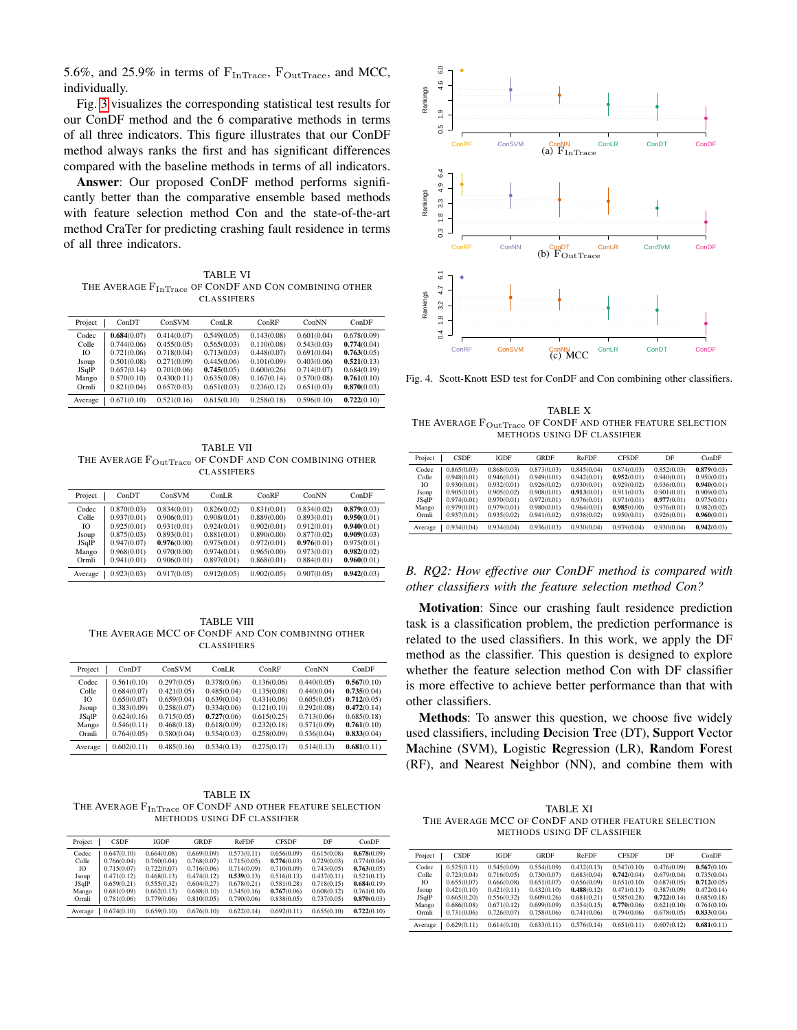5.6%, and 25.9% in terms of $F_{InTrace}$, $F_{OutTrace}$, and MCC, individually.

Fig. 3 visualizes the corresponding statistical test results for our ConDF method and the 6 comparative methods in terms of all three indicators. This figure illustrates that our ConDF method always ranks the first and has significant differences compared with the baseline methods in terms of all indicators.

**Answer**: Our proposed ConDF method performs significantly better than the comparative ensemble based methods with feature selection method Con and the state-of-the-art method CraTer for predicting crashing fault residence in terms of all three indicators.

TABLE VI
THE AVERAGE $F_{InTrace}$ OF CONDF AND CON COMBINING OTHER CLASSIFIERS

| Project | ConDT | ConSVM | ConLR | ConRF | ConNN | ConDF |
|---|---|---|---|---|---|---|
| Codec | **0.684**(0.07) | 0.414(0.07) | 0.549(0.05) | 0.143(0.08) | 0.601(0.04) | 0.678(0.09) |
| Colle | 0.744(0.06) | 0.455(0.05) | 0.565(0.03) | 0.110(0.08) | 0.543(0.03) | **0.774**(0.04) |
| IO | 0.721(0.06) | 0.718(0.04) | 0.713(0.03) | 0.448(0.07) | 0.691(0.04) | **0.763**(0.05) |
| Jsoup | 0.501(0.08) | 0.271(0.09) | 0.445(0.06) | 0.101(0.09) | 0.403(0.06) | **0.521**(0.13) |
| JSqlP | 0.657(0.14) | 0.701(0.06) | **0.745**(0.05) | 0.600(0.26) | 0.714(0.07) | 0.684(0.19) |
| Mango | 0.570(0.10) | 0.430(0.11) | 0.635(0.08) | 0.167(0.14) | 0.570(0.08) | **0.761**(0.10) |
| Ormli | 0.821(0.04) | 0.657(0.03) | 0.651(0.03) | 0.236(0.12) | 0.651(0.03) | **0.870**(0.03) |
| Average | 0.671(0.10) | 0.521(0.16) | 0.615(0.10) | 0.258(0.18) | 0.596(0.10) | **0.722**(0.10) |

TABLE VII
THE AVERAGE $F_{OutTrace}$ OF CONDF AND CON COMBINING OTHER CLASSIFIERS

| Project | ConDT | ConSVM | ConLR | ConRF | ConNN | ConDF |
|---|---|---|---|---|---|---|
| Codec | 0.870(0.03) | 0.834(0.01) | 0.826(0.02) | 0.831(0.01) | 0.834(0.02) | **0.879**(0.03) |
| Colle | 0.937(0.01) | 0.906(0.01) | 0.908(0.01) | 0.889(0.00) | 0.893(0.01) | **0.950**(0.01) |
| IO | 0.925(0.01) | 0.931(0.01) | 0.924(0.01) | 0.902(0.01) | 0.912(0.01) | **0.940**(0.01) |
| Jsoup | 0.875(0.03) | 0.893(0.01) | 0.881(0.01) | 0.890(0.00) | 0.877(0.02) | **0.909**(0.03) |
| JSqlP | 0.947(0.07) | **0.976**(0.00) | 0.975(0.01) | 0.972(0.01) | **0.976**(0.01) | 0.975(0.01) |
| Mango | 0.968(0.01) | 0.970(0.00) | 0.974(0.01) | 0.965(0.00) | 0.973(0.01) | **0.982**(0.02) |
| Ormli | 0.941(0.01) | 0.906(0.01) | 0.897(0.01) | 0.868(0.01) | 0.884(0.01) | **0.960**(0.01) |
| Average | 0.923(0.03) | 0.917(0.05) | 0.912(0.05) | 0.902(0.05) | 0.907(0.05) | **0.942**(0.03) |

TABLE VIII
THE AVERAGE MCC OF CONDF AND CON COMBINING OTHER CLASSIFIERS

| Project | ConDT | ConSVM | ConLR | ConRF | ConNN | ConDF |
|---|---|---|---|---|---|---|
| Codec | 0.561(0.10) | 0.297(0.05) | 0.378(0.06) | 0.136(0.06) | 0.440(0.05) | **0.567**(0.10) |
| Colle | 0.684(0.07) | 0.421(0.05) | 0.485(0.04) | 0.135(0.08) | 0.440(0.04) | **0.735**(0.04) |
| IO | 0.650(0.07) | 0.659(0.04) | 0.639(0.04) | 0.431(0.06) | 0.605(0.05) | **0.712**(0.05) |
| Jsoup | 0.383(0.09) | 0.258(0.07) | 0.334(0.06) | 0.121(0.10) | 0.292(0.08) | **0.472**(0.14) |
| JSqlP | 0.624(0.16) | 0.715(0.05) | **0.727**(0.06) | 0.615(0.25) | 0.713(0.06) | 0.685(0.18) |
| Mango | 0.546(0.11) | 0.468(0.18) | 0.618(0.09) | 0.232(0.18) | 0.571(0.09) | **0.761**(0.10) |
| Ormli | 0.764(0.05) | 0.580(0.04) | 0.554(0.03) | 0.258(0.09) | 0.536(0.04) | **0.833**(0.04) |
| Average | 0.602(0.11) | 0.485(0.16) | 0.534(0.13) | 0.275(0.17) | 0.514(0.13) | **0.681**(0.11) |

TABLE IX
THE AVERAGE $F_{InTrace}$ OF CONDF AND OTHER FEATURE SELECTION METHODS USING DF CLASSIFIER

| Project | CSDF | IGDF | GRDF | ReFDF | CFSDF | DF | ConDF |
|---|---|---|---|---|---|---|---|
| Codec | 0.647(0.10) | 0.664(0.08) | 0.669(0.09) | 0.573(0.11) | 0.656(0.09) | 0.615(0.08) | **0.678**(0.09) |
| Colle | 0.766(0.04) | 0.760(0.04) | 0.768(0.07) | 0.715(0.05) | **0.776**(0.03) | 0.729(0.03) | 0.774(0.04) |
| IO | 0.715(0.07) | 0.722(0.07) | 0.716(0.06) | 0.714(0.09) | 0.710(0.09) | 0.743(0.05) | **0.763**(0.05) |
| Jsoup | 0.471(0.12) | 0.468(0.13) | 0.474(0.12) | **0.539**(0.13) | 0.516(0.13) | 0.437(0.11) | 0.521(0.13) |
| JSqlP | 0.659(0.21) | 0.555(0.32) | 0.604(0.27) | 0.678(0.21) | 0.581(0.28) | 0.718(0.15) | **0.684**(0.19) |
| Mango | 0.681(0.09) | 0.662(0.13) | 0.688(0.10) | 0.345(0.16) | **0.767**(0.06) | 0.608(0.12) | 0.761(0.10) |
| Ormli | 0.781(0.06) | 0.779(0.06) | 0.810(0.05) | 0.790(0.06) | 0.838(0.05) | 0.737(0.05) | **0.870**(0.03) |
| Average | 0.674(0.10) | 0.659(0.10) | 0.676(0.10) | 0.622(0.14) | 0.692(0.11) | 0.655(0.10) | **0.722**(0.10) |

Fig. 4. Scott-Knott ESD test for ConDF and Con combining other classifiers.

TABLE X
THE AVERAGE $F_{OutTrace}$ OF CONDF AND OTHER FEATURE SELECTION METHODS USING DF CLASSIFIER

| Project | CSDF | IGDF | GRDF | ReFDF | CFSDF | DF | ConDF |
|---|---|---|---|---|---|---|---|
| Codec | 0.865(0.03) | 0.868(0.03) | 0.873(0.03) | 0.845(0.04) | 0.874(0.03) | 0.852(0.03) | **0.879**(0.03) |
| Colle | 0.948(0.01) | 0.946(0.01) | 0.949(0.01) | 0.942(0.01) | **0.952**(0.01) | 0.940(0.01) | 0.950(0.01) |
| IO | 0.930(0.01) | 0.932(0.01) | 0.926(0.02) | 0.930(0.01) | 0.929(0.02) | 0.936(0.01) | **0.940**(0.01) |
| Jsoup | 0.905(0.01) | 0.905(0.02) | 0.908(0.01) | **0.913**(0.01) | 0.911(0.03) | 0.901(0.01) | 0.909(0.03) |
| JSqlP | 0.974(0.01) | 0.970(0.01) | 0.972(0.01) | 0.976(0.01) | 0.971(0.01) | **0.977**(0.01) | 0.975(0.01) |
| Mango | 0.979(0.01) | 0.979(0.01) | 0.980(0.01) | 0.964(0.01) | **0.985**(0.00) | 0.976(0.01) | 0.982(0.02) |
| Ormli | 0.937(0.01) | 0.935(0.02) | 0.941(0.02) | 0.938(0.02) | 0.950(0.01) | 0.926(0.01) | **0.960**(0.01) |
| Average | 0.934(0.04) | 0.934(0.04) | 0.936(0.03) | 0.930(0.04) | 0.939(0.04) | 0.930(0.04) | **0.942**(0.03) |

### B. RQ2: How effective our ConDF method is compared with other classifiers with the feature selection method Con?

**Motivation**: Since our crashing fault residence prediction task is a classification problem, the prediction performance is related to the used classifiers. In this work, we apply the DF method as the classifier. This question is designed to explore whether the feature selection method Con with DF classifier is more effective to achieve better performance than that with other classifiers.

**Methods**: To answer this question, we choose five widely used classifiers, including **D**ecision **T**ree (DT), **S**upport **V**ector **M**achine (SVM), **L**ogistic **R**egression (LR), **R**andom **F**orest (RF), and **N**earest **N**eighbor (NN), and combine them with

TABLE XI
THE AVERAGE MCC OF CONDF AND OTHER FEATURE SELECTION METHODS USING DF CLASSIFIER

| Project | CSDF | IGDF | GRDF | ReFDF | CFSDF | DF | ConDF |
|---|---|---|---|---|---|---|---|
| Codec | 0.525(0.11) | 0.545(0.09) | 0.554(0.09) | 0.432(0.13) | 0.547(0.10) | 0.476(0.09) | **0.567**(0.10) |
| Colle | 0.723(0.04) | 0.716(0.05) | 0.730(0.07) | 0.683(0.04) | **0.742**(0.04) | 0.679(0.04) | 0.735(0.04) |
| IO | 0.655(0.07) | 0.666(0.08) | 0.651(0.07) | 0.656(0.09) | 0.651(0.10) | 0.687(0.05) | **0.712**(0.05) |
| Jsoup | 0.421(0.10) | 0.421(0.11) | 0.432(0.10) | **0.488**(0.12) | 0.471(0.13) | 0.387(0.09) | 0.472(0.14) |
| JSqlP | 0.665(0.20) | 0.556(0.32) | 0.609(0.26) | 0.681(0.21) | 0.585(0.28) | **0.722**(0.14) | 0.685(0.18) |
| Mango | 0.686(0.08) | 0.671(0.12) | 0.699(0.09) | 0.354(0.15) | **0.770**(0.06) | 0.621(0.10) | 0.761(0.10) |
| Ormli | 0.731(0.06) | 0.726(0.07) | 0.758(0.06) | 0.741(0.06) | 0.794(0.06) | 0.678(0.05) | **0.833**(0.04) |
| Average | 0.629(0.11) | 0.614(0.10) | 0.633(0.11) | 0.576(0.14) | 0.651(0.11) | 0.607(0.12) | **0.681**(0.11) |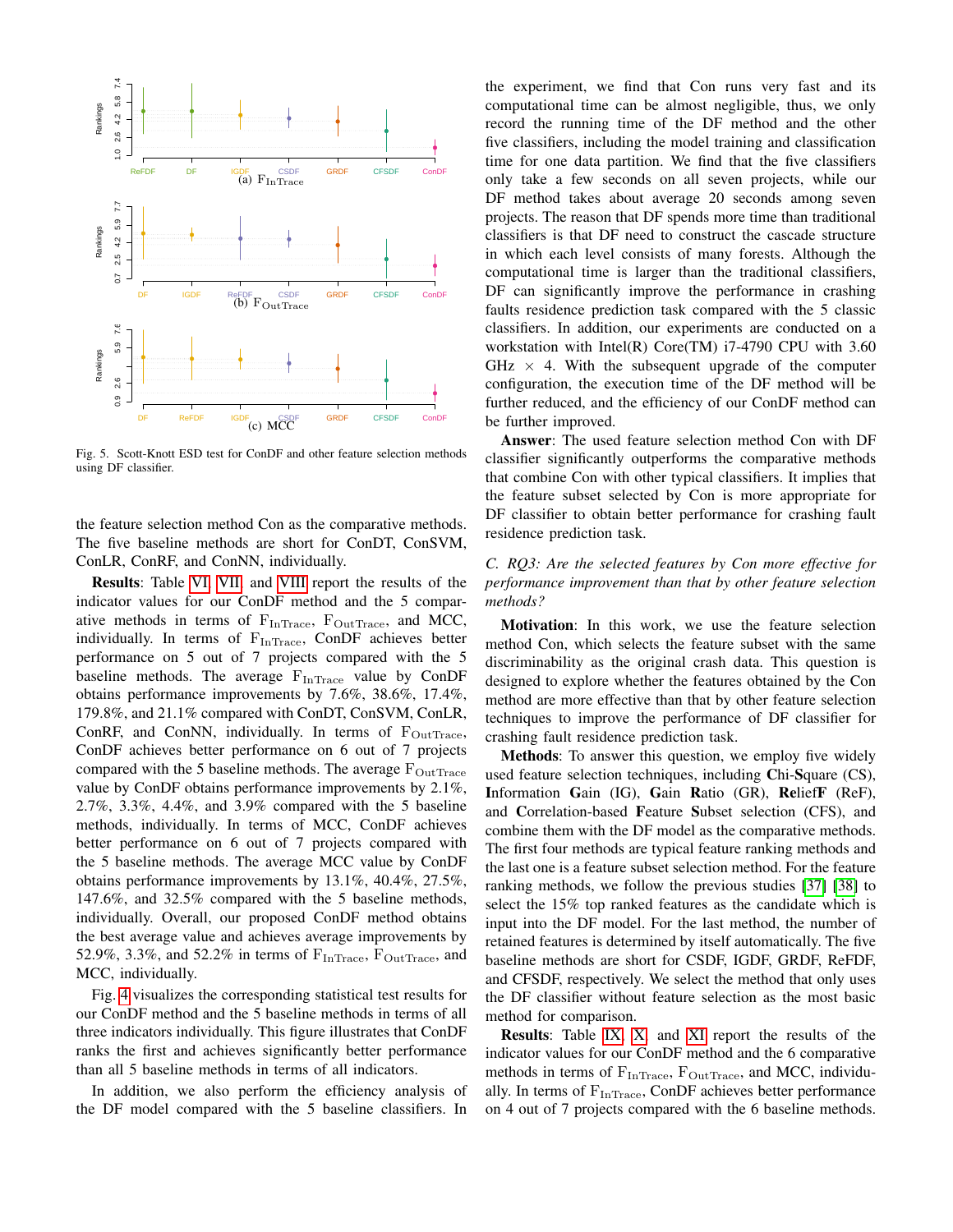Fig. 5. Scott-Knott ESD test for ConDF and other feature selection methods using DF classifier.

the feature selection method Con as the comparative methods. The five baseline methods are short for ConDT, ConSVM, ConLR, ConRF, and ConNN, individually.

**Results**: Table VI, VII, and VIII report the results of the indicator values for our ConDF method and the 5 comparative methods in terms of $F_{InTrace}$, $F_{OutTrace}$, and MCC, individually. In terms of $F_{InTrace}$, ConDF achieves better performance on 5 out of 7 projects compared with the 5 baseline methods. The average $F_{InTrace}$ value by ConDF obtains performance improvements by 7.6%, 38.6%, 17.4%, 179.8%, and 21.1% compared with ConDT, ConSVM, ConLR, ConRF, and ConNN, individually. In terms of $F_{OutTrace}$, ConDF achieves better performance on 6 out of 7 projects compared with the 5 baseline methods. The average $F_{OutTrace}$ value by ConDF obtains performance improvements by 2.1%, 2.7%, 3.3%, 4.4%, and 3.9% compared with the 5 baseline methods, individually. In terms of MCC, ConDF achieves better performance on 6 out of 7 projects compared with the 5 baseline methods. The average MCC value by ConDF obtains performance improvements by 13.1%, 40.4%, 27.5%, 147.6%, and 32.5% compared with the 5 baseline methods, individually. Overall, our proposed ConDF method obtains the best average value and achieves average improvements by 52.9%, 3.3%, and 52.2% in terms of $F_{InTrace}$, $F_{OutTrace}$, and MCC, individually.

Fig. 4 visualizes the corresponding statistical test results for our ConDF method and the 5 baseline methods in terms of all three indicators individually. This figure illustrates that ConDF ranks the first and achieves significantly better performance than all 5 baseline methods in terms of all indicators.

In addition, we also perform the efficiency analysis of the DF model compared with the 5 baseline classifiers. In the experiment, we find that Con runs very fast and its computational time can be almost negligible, thus, we only record the running time of the DF method and the other five classifiers, including the model training and classification time for one data partition. We find that the five classifiers only take a few seconds on all seven projects, while our DF method takes about average 20 seconds among seven projects. The reason that DF spends more time than traditional classifiers is that DF need to construct the cascade structure in which each level consists of many forests. Although the computational time is larger than the traditional classifiers, DF can significantly improve the performance in crashing faults residence prediction task compared with the 5 classic classifiers. In addition, our experiments are conducted on a workstation with Intel(R) Core(TM) i7-4790 CPU with 3.60 GHz $\times$ 4. With the subsequent upgrade of the computer configuration, the execution time of the DF method will be further reduced, and the efficiency of our ConDF method can be further improved.

**Answer**: The used feature selection method Con with DF classifier significantly outperforms the comparative methods that combine Con with other typical classifiers. It implies that the feature subset selected by Con is more appropriate for DF classifier to obtain better performance for crashing fault residence prediction task.

### C. RQ3: Are the selected features by Con more effective for performance improvement than that by other feature selection methods?

**Motivation**: In this work, we use the feature selection method Con, which selects the feature subset with the same discriminability as the original crash data. This question is designed to explore whether the features obtained by the Con method are more effective than that by other feature selection techniques to improve the performance of DF classifier for crashing fault residence prediction task.

**Methods**: To answer this question, we employ five widely used feature selection techniques, including **C**hi-**S**quare (CS), **I**nformation **G**ain (IG), **G**ain **R**atio (GR), **Re**lief**F** (ReF), and **C**orrelation-based **F**eature **S**ubset selection (CFS), and combine them with the DF model as the comparative methods. The first four methods are typical feature ranking methods and the last one is a feature subset selection method. For the feature ranking methods, we follow the previous studies [37] [38] to select the 15% top ranked features as the candidate which is input into the DF model. For the last method, the number of retained features is determined by itself automatically. The five baseline methods are short for CSDF, IGDF, GRDF, ReFDF, and CFSDF, respectively. We select the method that only uses the DF classifier without feature selection as the most basic method for comparison.

**Results**: Table IX, X, and XI report the results of the indicator values for our ConDF method and the 6 comparative methods in terms of $F_{InTrace}$, $F_{OutTrace}$, and MCC, individually. In terms of $F_{InTrace}$, ConDF achieves better performance on 4 out of 7 projects compared with the 6 baseline methods.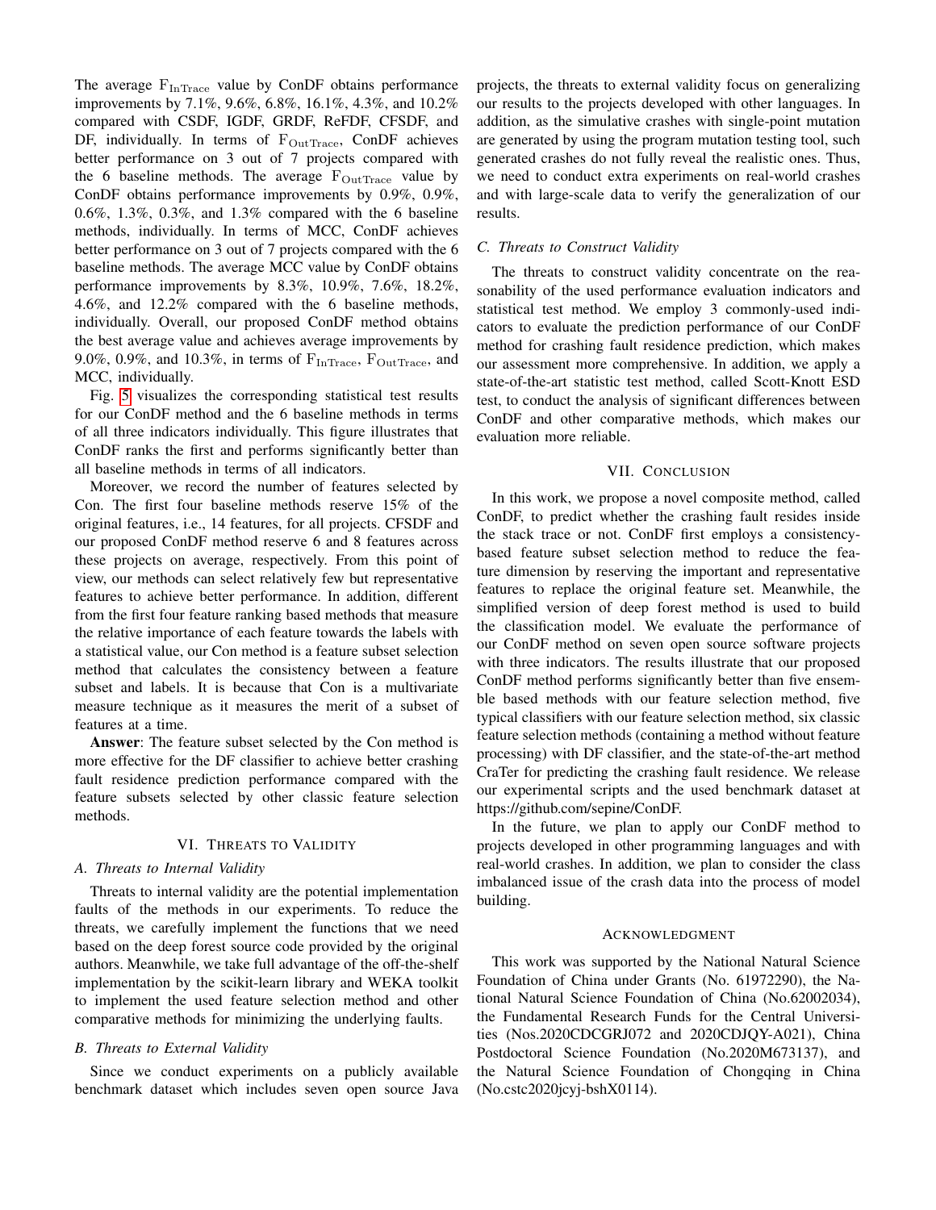The average $F_{\text{InTrace}}$ value by ConDF obtains performance improvements by 7.1%, 9.6%, 6.8%, 16.1%, 4.3%, and 10.2% compared with CSDF, IGDF, GRDF, ReFDF, CFSDF, and DF, individually. In terms of $F_{\text{OutTrace}}$, ConDF achieves better performance on 3 out of 7 projects compared with the 6 baseline methods. The average $F_{\text{OutTrace}}$ value by ConDF obtains performance improvements by 0.9%, 0.9%, 0.6%, 1.3%, 0.3%, and 1.3% compared with the 6 baseline methods, individually. In terms of MCC, ConDF achieves better performance on 3 out of 7 projects compared with the 6 baseline methods. The average MCC value by ConDF obtains performance improvements by 8.3%, 10.9%, 7.6%, 18.2%, 4.6%, and 12.2% compared with the 6 baseline methods, individually. Overall, our proposed ConDF method obtains the best average value and achieves average improvements by 9.0%, 0.9%, and 10.3%, in terms of $F_{\text{InTrace}}$, $F_{\text{OutTrace}}$, and MCC, individually.

Fig. 5 visualizes the corresponding statistical test results for our ConDF method and the 6 baseline methods in terms of all three indicators individually. This figure illustrates that ConDF ranks the first and performs significantly better than all baseline methods in terms of all indicators.

Moreover, we record the number of features selected by Con. The first four baseline methods reserve 15% of the original features, i.e., 14 features, for all projects. CFSDF and our proposed ConDF method reserve 6 and 8 features across these projects on average, respectively. From this point of view, our methods can select relatively few but representative features to achieve better performance. In addition, different from the first four feature ranking based methods that measure the relative importance of each feature towards the labels with a statistical value, our Con method is a feature subset selection method that calculates the consistency between a feature subset and labels. It is because that Con is a multivariate measure technique as it measures the merit of a subset of features at a time.

**Answer**: The feature subset selected by the Con method is more effective for the DF classifier to achieve better crashing fault residence prediction performance compared with the feature subsets selected by other classic feature selection methods.

## VI. Threats to Validity

### A. Threats to Internal Validity

Threats to internal validity are the potential implementation faults of the methods in our experiments. To reduce the threats, we carefully implement the functions that we need based on the deep forest source code provided by the original authors. Meanwhile, we take full advantage of the off-the-shelf implementation by the scikit-learn library and WEKA toolkit to implement the used feature selection method and other comparative methods for minimizing the underlying faults.

### B. Threats to External Validity

Since we conduct experiments on a publicly available benchmark dataset which includes seven open source Java projects, the threats to external validity focus on generalizing our results to the projects developed with other languages. In addition, as the simulative crashes with single-point mutation are generated by using the program mutation testing tool, such generated crashes do not fully reveal the realistic ones. Thus, we need to conduct extra experiments on real-world crashes and with large-scale data to verify the generalization of our results.

### C. Threats to Construct Validity

The threats to construct validity concentrate on the reasonability of the used performance evaluation indicators and statistical test method. We employ 3 commonly-used indicators to evaluate the prediction performance of our ConDF method for crashing fault residence prediction, which makes our assessment more comprehensive. In addition, we apply a state-of-the-art statistic test method, called Scott-Knott ESD test, to conduct the analysis of significant differences between ConDF and other comparative methods, which makes our evaluation more reliable.

## VII. Conclusion

In this work, we propose a novel composite method, called ConDF, to predict whether the crashing fault resides inside the stack trace or not. ConDF first employs a consistency-based feature subset selection method to reduce the feature dimension by reserving the important and representative features to replace the original feature set. Meanwhile, the simplified version of deep forest method is used to build the classification model. We evaluate the performance of our ConDF method on seven open source software projects with three indicators. The results illustrate that our proposed ConDF method performs significantly better than five ensemble based methods with our feature selection method, five typical classifiers with our feature selection method, six classic feature selection methods (containing a method without feature processing) with DF classifier, and the state-of-the-art method CraTer for predicting the crashing fault residence. We release our experimental scripts and the used benchmark dataset at https://github.com/sepine/ConDF.

In the future, we plan to apply our ConDF method to projects developed in other programming languages and with real-world crashes. In addition, we plan to consider the class imbalanced issue of the crash data into the process of model building.

## Acknowledgment

This work was supported by the National Natural Science Foundation of China under Grants (No. 61972290), the National Natural Science Foundation of China (No.62002034), the Fundamental Research Funds for the Central Universities (Nos.2020CDCGRJ072 and 2020CDJQY-A021), China Postdoctoral Science Foundation (No.2020M673137), and the Natural Science Foundation of Chongqing in China (No.cstc2020jcyj-bshX0114).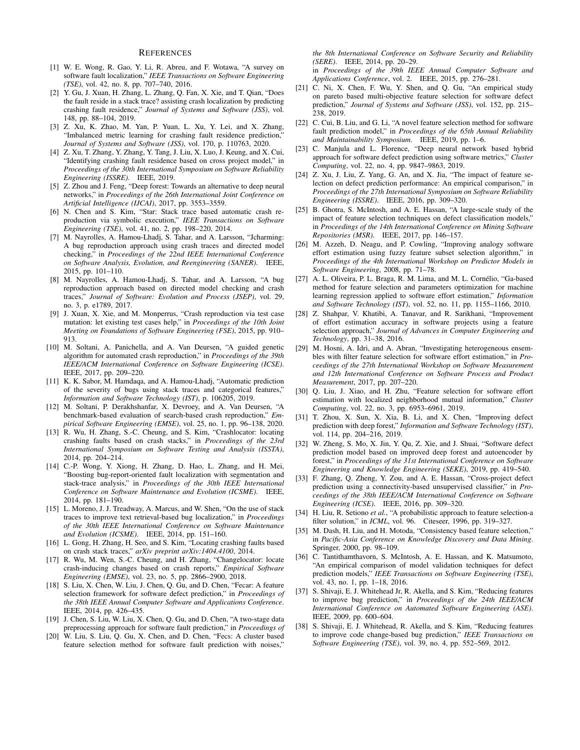## References

[1] W. E. Wong, R. Gao, Y. Li, R. Abreu, and F. Wotawa, "A survey on software fault localization," *IEEE Transactions on Software Engineering (TSE)*, vol. 42, no. 8, pp. 707–740, 2016.

[2] Y. Gu, J. Xuan, H. Zhang, L. Zhang, Q. Fan, X. Xie, and T. Qian, "Does the fault reside in a stack trace? assisting crash localization by predicting crashing fault residence," *Journal of Systems and Software (JSS)*, vol. 148, pp. 88–104, 2019.

[3] Z. Xu, K. Zhao, M. Yan, P. Yuan, L. Xu, Y. Lei, and X. Zhang, "Imbalanced metric learning for crashing fault residence prediction," *Journal of Systems and Software (JSS)*, vol. 170, p. 110763, 2020.

[4] Z. Xu, T. Zhang, Y. Zhang, Y. Tang, J. Liu, X. Luo, J. Keung, and X. Cui, "Identifying crashing fault residence based on cross project model," in *Proceedings of the 30th International Symposium on Software Reliability Engineering (ISSRE)*. IEEE, 2019.

[5] Z. Zhou and J. Feng, "Deep forest: Towards an alternative to deep neural networks," in *Proceedings of the 26th International Joint Conference on Artificial Intelligence (IJCAI)*, 2017, pp. 3553–3559.

[6] N. Chen and S. Kim, "Star: Stack trace based automatic crash reproduction via symbolic execution," *IEEE Transactions on Software Engineering (TSE)*, vol. 41, no. 2, pp. 198–220, 2014.

[7] M. Nayrolles, A. Hamou-Lhadj, S. Tahar, and A. Larsson, "Jcharming: A bug reproduction approach using crash traces and directed model checking," in *Proceedings of the 22nd IEEE International Conference on Software Analysis, Evolution, and Reengineering (SANER)*. IEEE, 2015, pp. 101–110.

[8] M. Nayrolles, A. Hamou-Lhadj, S. Tahar, and A. Larsson, "A bug reproduction approach based on directed model checking and crash traces," *Journal of Software: Evolution and Process (JSEP)*, vol. 29, no. 3, p. e1789, 2017.

[9] J. Xuan, X. Xie, and M. Monperrus, "Crash reproduction via test case mutation: let existing test cases help," in *Proceedings of the 10th Joint Meeting on Foundations of Software Engineering (FSE)*, 2015, pp. 910–913.

[10] M. Soltani, A. Panichella, and A. Van Deursen, "A guided genetic algorithm for automated crash reproduction," in *Proceedings of the 39th IEEE/ACM International Conference on Software Engineering (ICSE)*. IEEE, 2017, pp. 209–220.

[11] K. K. Sabor, M. Hamdaqa, and A. Hamou-Lhadj, "Automatic prediction of the severity of bugs using stack traces and categorical features," *Information and Software Technology (IST)*, p. 106205, 2019.

[12] M. Soltani, P. Derakhshanfar, X. Devroey, and A. Van Deursen, "A benchmark-based evaluation of search-based crash reproduction," *Empirical Software Engineering (EMSE)*, vol. 25, no. 1, pp. 96–138, 2020.

[13] R. Wu, H. Zhang, S.-C. Cheung, and S. Kim, "Crashlocator: locating crashing faults based on crash stacks," in *Proceedings of the 23rd International Symposium on Software Testing and Analysis (ISSTA)*, 2014, pp. 204–214.

[14] C.-P. Wong, Y. Xiong, H. Zhang, D. Hao, L. Zhang, and H. Mei, "Boosting bug-report-oriented fault localization with segmentation and stack-trace analysis," in *Proceedings of the 30th IEEE International Conference on Software Maintenance and Evolution (ICSME)*. IEEE, 2014, pp. 181–190.

[15] L. Moreno, J. J. Treadway, A. Marcus, and W. Shen, "On the use of stack traces to improve text retrieval-based bug localization," in *Proceedings of the 30th IEEE International Conference on Software Maintenance and Evolution (ICSME)*. IEEE, 2014, pp. 151–160.

[16] L. Gong, H. Zhang, H. Seo, and S. Kim, "Locating crashing faults based on crash stack traces," *arXiv preprint arXiv:1404.4100*, 2014.

[17] R. Wu, M. Wen, S.-C. Cheung, and H. Zhang, "Changelocator: locate crash-inducing changes based on crash reports," *Empirical Software Engineering (EMSE)*, vol. 23, no. 5, pp. 2866–2900, 2018.

[18] S. Liu, X. Chen, W. Liu, J. Chen, Q. Gu, and D. Chen, "Fecar: A feature selection framework for software defect prediction," in *Proceedings of the 38th IEEE Annual Computer Software and Applications Conference*. IEEE, 2014, pp. 426–435.

[19] J. Chen, S. Liu, W. Liu, X. Chen, Q. Gu, and D. Chen, "A two-stage data preprocessing approach for software fault prediction," in *Proceedings of the 8th International Conference on Software Security and Reliability (SERE)*. IEEE, 2014, pp. 20–29.

[20] W. Liu, S. Liu, Q. Gu, X. Chen, and D. Chen, "Fecs: A cluster based feature selection method for software fault prediction with noises," in *Proceedings of the 39th IEEE Annual Computer Software and Applications Conference*, vol. 2. IEEE, 2015, pp. 276–281.

[21] C. Ni, X. Chen, F. Wu, Y. Shen, and Q. Gu, "An empirical study on pareto based multi-objective feature selection for software defect prediction," *Journal of Systems and Software (JSS)*, vol. 152, pp. 215–238, 2019.

[22] C. Cui, B. Liu, and G. Li, "A novel feature selection method for software fault prediction model," in *Proceedings of the 65th Annual Reliability and Maintainability Symposium*. IEEE, 2019, pp. 1–6.

[23] C. Manjula and L. Florence, "Deep neural network based hybrid approach for software defect prediction using software metrics," *Cluster Computing*, vol. 22, no. 4, pp. 9847–9863, 2019.

[24] Z. Xu, J. Liu, Z. Yang, G. An, and X. Jia, "The impact of feature selection on defect prediction performance: An empirical comparison," in *Proceedings of the 27th International Symposium on Software Reliability Engineering (ISSRE)*. IEEE, 2016, pp. 309–320.

[25] B. Ghotra, S. McIntosh, and A. E. Hassan, "A large-scale study of the impact of feature selection techniques on defect classification models," in *Proceedings of the 14th International Conference on Mining Software Repositories (MSR)*. IEEE, 2017, pp. 146–157.

[26] M. Azzeh, D. Neagu, and P. Cowling, "Improving analogy software effort estimation using fuzzy feature subset selection algorithm," in *Proceedings of the 4th International Workshop on Predictor Models in Software Engineering*, 2008, pp. 71–78.

[27] A. L. Oliveira, P. L. Braga, R. M. Lima, and M. L. Cornélio, "Ga-based method for feature selection and parameters optimization for machine learning regression applied to software effort estimation," *Information and Software Technology (IST)*, vol. 52, no. 11, pp. 1155–1166, 2010.

[28] Z. Shahpar, V. Khatibi, A. Tanavar, and R. Sarikhani, "Improvement of effort estimation accuracy in software projects using a feature selection approach," *Journal of Advances in Computer Engineering and Technology*, pp. 31–38, 2016.

[29] M. Hosni, A. Idri, and A. Abran, "Investigating heterogeneous ensembles with filter feature selection for software effort estimation," in *Proceedings of the 27th International Workshop on Software Measurement and 12th International Conference on Software Process and Product Measurement*, 2017, pp. 207–220.

[30] Q. Liu, J. Xiao, and H. Zhu, "Feature selection for software effort estimation with localized neighborhood mutual information," *Cluster Computing*, vol. 22, no. 3, pp. 6953–6961, 2019.

[31] T. Zhou, X. Sun, X. Xia, B. Li, and X. Chen, "Improving defect prediction with deep forest," *Information and Software Technology (IST)*, vol. 114, pp. 204–216, 2019.

[32] W. Zheng, S. Mo, X. Jin, Y. Qu, Z. Xie, and J. Shuai, "Software defect prediction model based on improved deep forest and autoencoder by forest," in *Proceedings of the 31st International Conference on Software Engineering and Knowledge Engineering (SEKE)*, 2019, pp. 419–540.

[33] F. Zhang, Q. Zheng, Y. Zou, and A. E. Hassan, "Cross-project defect prediction using a connectivity-based unsupervised classifier," in *Proceedings of the 38th IEEE/ACM International Conference on Software Engineering (ICSE)*. IEEE, 2016, pp. 309–320.

[34] H. Liu, R. Setiono *et al.*, "A probabilistic approach to feature selection-a filter solution," in *ICML*, vol. 96. Citeseer, 1996, pp. 319–327.

[35] M. Dash, H. Liu, and H. Motoda, "Consistency based feature selection," in *Pacific-Asia Conference on Knowledge Discovery and Data Mining*. Springer, 2000, pp. 98–109.

[36] C. Tantithamthavorn, S. McIntosh, A. E. Hassan, and K. Matsumoto, "An empirical comparison of model validation techniques for defect prediction models," *IEEE Transactions on Software Engineering (TSE)*, vol. 43, no. 1, pp. 1–18, 2016.

[37] S. Shivaji, E. J. Whitehead Jr, R. Akella, and S. Kim, "Reducing features to improve bug prediction," in *Proceedings of the 24th IEEE/ACM International Conference on Automated Software Engineering (ASE)*. IEEE, 2009, pp. 600–604.

[38] S. Shivaji, E. J. Whitehead, R. Akella, and S. Kim, "Reducing features to improve code change-based bug prediction," *IEEE Transactions on Software Engineering (TSE)*, vol. 39, no. 4, pp. 552–569, 2012.